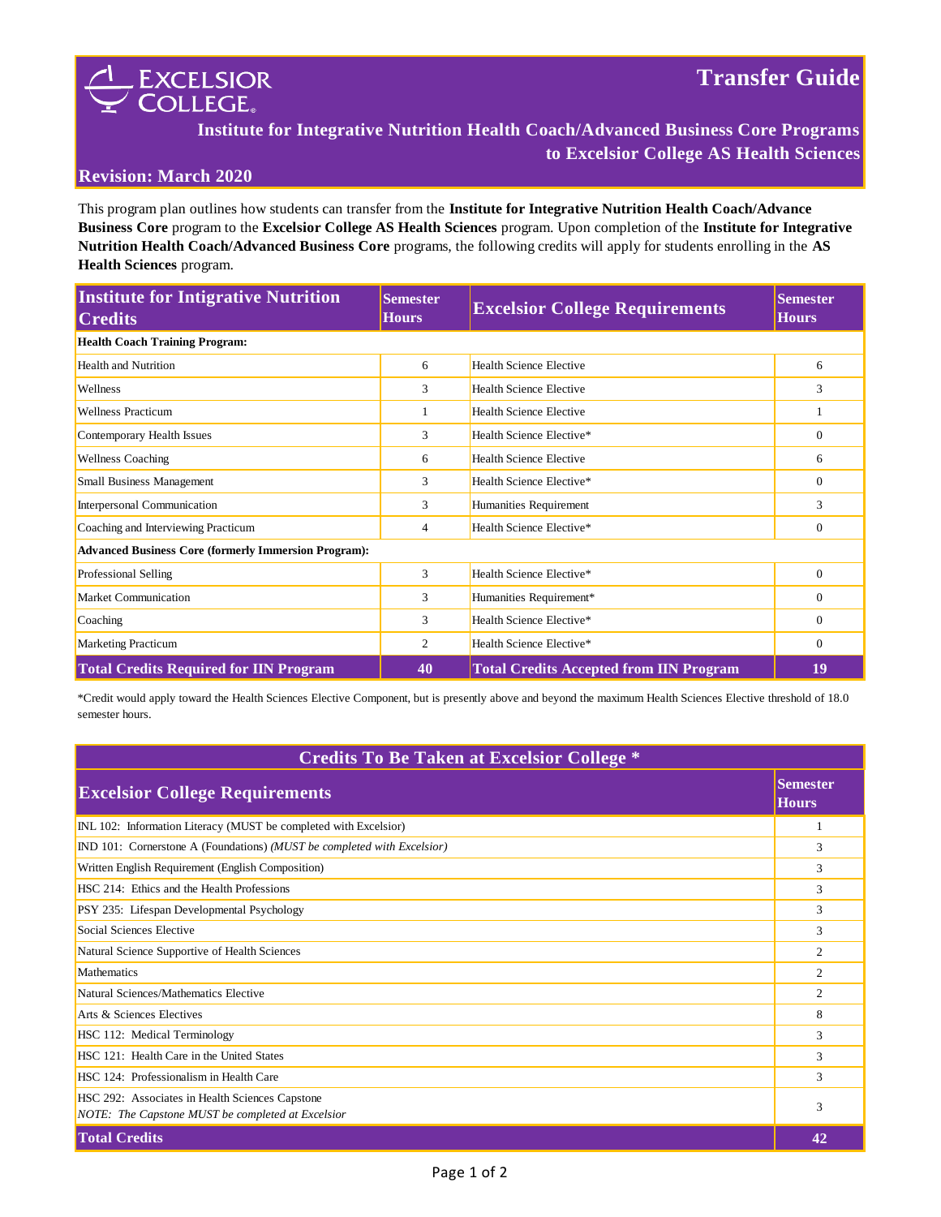# Excelsior College

# Transfer Guide

## Institute for Integrative Nutrition Health Coach/Advanced Business Core Programs to Excelsior College AS Health Sciences

**Revision: March 2020**

This program plan outlines how students can transfer from the **Institute for Integrative Nutrition Health Coach/Advance Business Core** program to the **Excelsior College AS Health Sciences** program. Upon completion of the **Institute for Integrative Nutrition Health Coach/Advanced Business Core** programs, the following credits will apply for students enrolling in the **AS Health Sciences** program.

| Institute for Intigrative Nutrition Credits | Semester Hours | Excelsior College Requirements | Semester Hours |
|---|---|---|---|
| **Health Coach Training Program:** | | | |
| Health and Nutrition | 6 | Health Science Elective | 6 |
| Wellness | 3 | Health Science Elective | 3 |
| Wellness Practicum | 1 | Health Science Elective | 1 |
| Contemporary Health Issues | 3 | Health Science Elective* | 0 |
| Wellness Coaching | 6 | Health Science Elective | 6 |
| Small Business Management | 3 | Health Science Elective* | 0 |
| Interpersonal Communication | 3 | Humanities Requirement | 3 |
| Coaching and Interviewing Practicum | 4 | Health Science Elective* | 0 |
| **Advanced Business Core (formerly Immersion Program):** | | | |
| Professional Selling | 3 | Health Science Elective* | 0 |
| Market Communication | 3 | Humanities Requirement* | 0 |
| Coaching | 3 | Health Science Elective* | 0 |
| Marketing Practicum | 2 | Health Science Elective* | 0 |
| **Total Credits Required for IIN Program** | **40** | **Total Credits Accepted from IIN Program** | **19** |

*Credit would apply toward the Health Sciences Elective Component, but is presently above and beyond the maximum Health Sciences Elective threshold of 18.0 semester hours.

| Credits To Be Taken at Excelsior College * | |
|---|---|
| **Excelsior College Requirements** | **Semester Hours** |
| INL 102: Information Literacy (MUST be completed with Excelsior) | 1 |
| IND 101: Cornerstone A (Foundations) *(MUST be completed with Excelsior)* | 3 |
| Written English Requirement (English Composition) | 3 |
| HSC 214: Ethics and the Health Professions | 3 |
| PSY 235: Lifespan Developmental Psychology | 3 |
| Social Sciences Elective | 3 |
| Natural Science Supportive of Health Sciences | 2 |
| Mathematics | 2 |
| Natural Sciences/Mathematics Elective | 2 |
| Arts & Sciences Electives | 8 |
| HSC 112: Medical Terminology | 3 |
| HSC 121: Health Care in the United States | 3 |
| HSC 124: Professionalism in Health Care | 3 |
| HSC 292: Associates in Health Sciences Capstone<br>*NOTE: The Capstone MUST be completed at Excelsior* | 3 |
| **Total Credits** | **42** |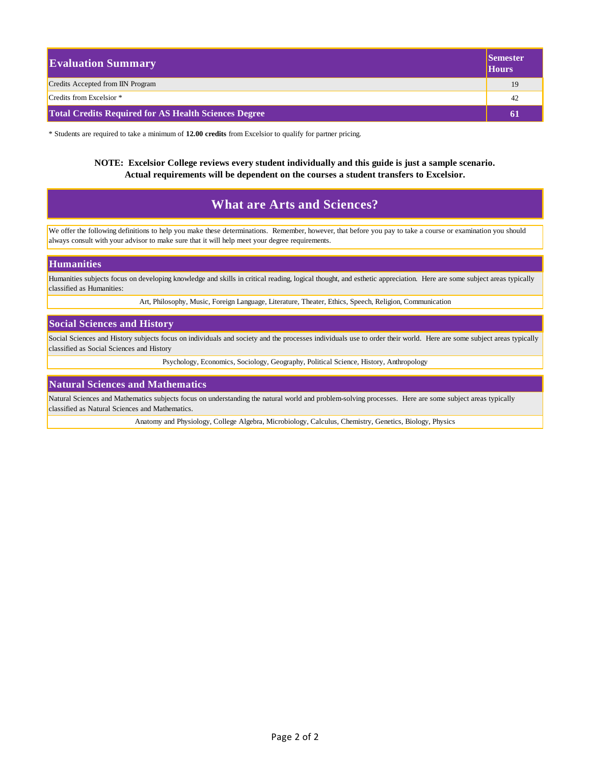| Evaluation Summary | Semester Hours |
|---|---|
| Credits Accepted from IIN Program | 19 |
| Credits from Excelsior * | 42 |
| **Total Credits Required for AS Health Sciences Degree** | **61** |

* Students are required to take a minimum of **12.00 credits** from Excelsior to qualify for partner pricing.

**NOTE: Excelsior College reviews every student individually and this guide is just a sample scenario. Actual requirements will be dependent on the courses a student transfers to Excelsior.**

## What are Arts and Sciences?

We offer the following definitions to help you make these determinations. Remember, however, that before you pay to take a course or examination you should always consult with your advisor to make sure that it will help meet your degree requirements.

### Humanities

Humanities subjects focus on developing knowledge and skills in critical reading, logical thought, and esthetic appreciation. Here are some subject areas typically classified as Humanities:

Art, Philosophy, Music, Foreign Language, Literature, Theater, Ethics, Speech, Religion, Communication

### Social Sciences and History

Social Sciences and History subjects focus on individuals and society and the processes individuals use to order their world. Here are some subject areas typically classified as Social Sciences and History

Psychology, Economics, Sociology, Geography, Political Science, History, Anthropology

### Natural Sciences and Mathematics

Natural Sciences and Mathematics subjects focus on understanding the natural world and problem-solving processes. Here are some subject areas typically classified as Natural Sciences and Mathematics.

Anatomy and Physiology, College Algebra, Microbiology, Calculus, Chemistry, Genetics, Biology, Physics